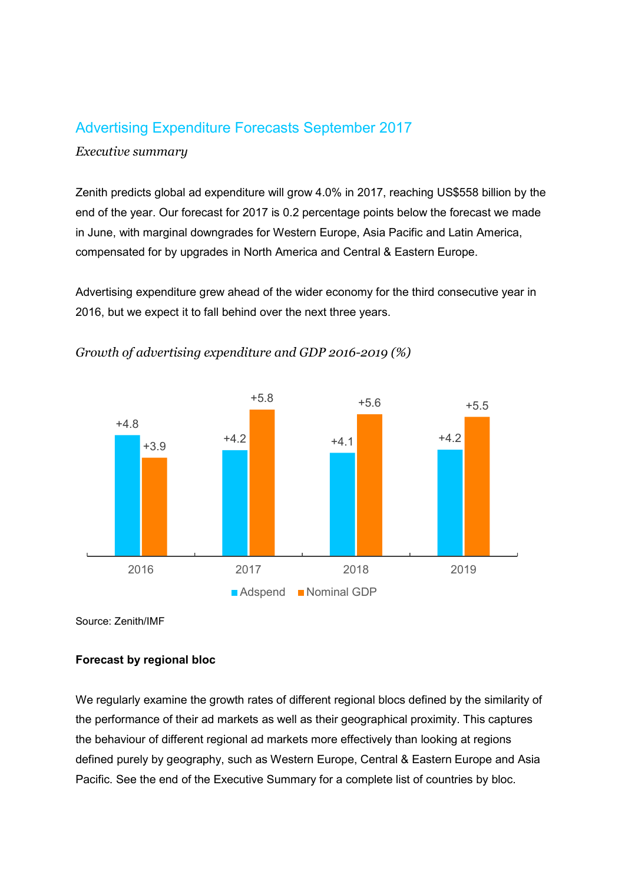# Advertising Expenditure Forecasts September 2017

*Executive summary*

Zenith predicts global ad expenditure will grow 4.0% in 2017, reaching US$558 billion by the end of the year. Our forecast for 2017 is 0.2 percentage points below the forecast we made in June, with marginal downgrades for Western Europe, Asia Pacific and Latin America, compensated for by upgrades in North America and Central & Eastern Europe.

Advertising expenditure grew ahead of the wider economy for the third consecutive year in 2016, but we expect it to fall behind over the next three years.

*Growth of advertising expenditure and GDP 2016-2019 (%)*

| | 2016 | 2017 | 2018 | 2019 |
|---|---|---|---|---|
| Adspend | +4.8 | +4.2 | +4.1 | +4.2 |
| Nominal GDP | +3.9 | +5.8 | +5.6 | +5.5 |

Source: Zenith/IMF

**Forecast by regional bloc**

We regularly examine the growth rates of different regional blocs defined by the similarity of the performance of their ad markets as well as their geographical proximity. This captures the behaviour of different regional ad markets more effectively than looking at regions defined purely by geography, such as Western Europe, Central & Eastern Europe and Asia Pacific. See the end of the Executive Summary for a complete list of countries by bloc.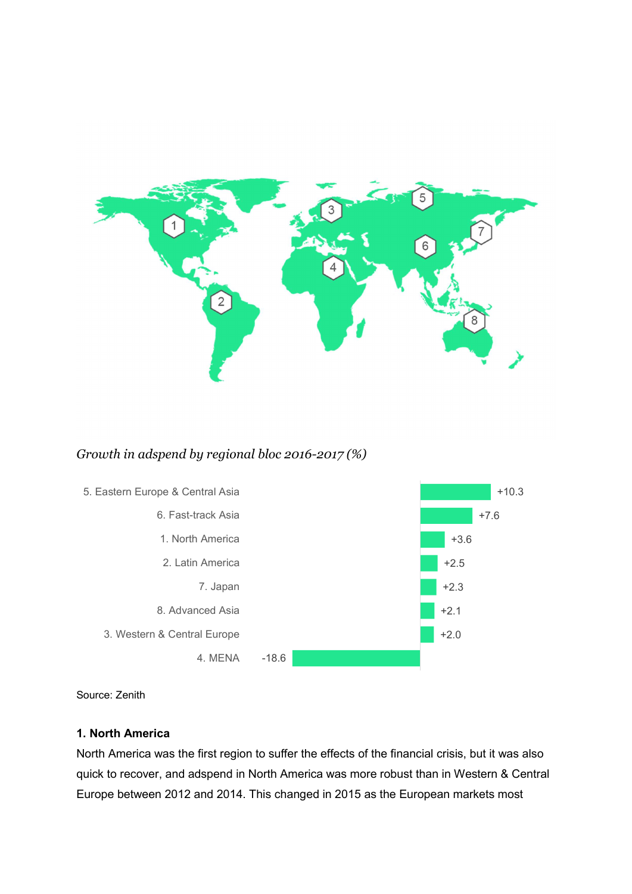*Growth in adspend by regional bloc 2016-2017 (%)*

| Region | Growth (%) |
|---|---|
| 5. Eastern Europe & Central Asia | +10.3 |
| 6. Fast-track Asia | +7.6 |
| 1. North America | +3.6 |
| 2. Latin America | +2.5 |
| 7. Japan | +2.3 |
| 8. Advanced Asia | +2.1 |
| 3. Western & Central Europe | +2.0 |
| 4. MENA | -18.6 |

Source: Zenith

**1. North America**

North America was the first region to suffer the effects of the financial crisis, but it was also quick to recover, and adspend in North America was more robust than in Western & Central Europe between 2012 and 2014. This changed in 2015 as the European markets most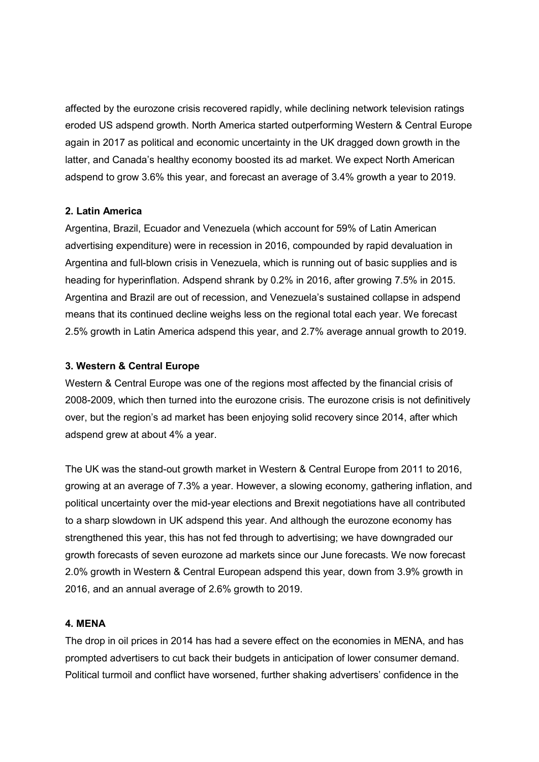affected by the eurozone crisis recovered rapidly, while declining network television ratings eroded US adspend growth. North America started outperforming Western & Central Europe again in 2017 as political and economic uncertainty in the UK dragged down growth in the latter, and Canada's healthy economy boosted its ad market. We expect North American adspend to grow 3.6% this year, and forecast an average of 3.4% growth a year to 2019.

#### 2. Latin America

Argentina, Brazil, Ecuador and Venezuela (which account for 59% of Latin American advertising expenditure) were in recession in 2016, compounded by rapid devaluation in Argentina and full-blown crisis in Venezuela, which is running out of basic supplies and is heading for hyperinflation. Adspend shrank by 0.2% in 2016, after growing 7.5% in 2015. Argentina and Brazil are out of recession, and Venezuela's sustained collapse in adspend means that its continued decline weighs less on the regional total each year. We forecast 2.5% growth in Latin America adspend this year, and 2.7% average annual growth to 2019.

#### 3. Western & Central Europe

Western & Central Europe was one of the regions most affected by the financial crisis of 2008-2009, which then turned into the eurozone crisis. The eurozone crisis is not definitively over, but the region's ad market has been enjoying solid recovery since 2014, after which adspend grew at about 4% a year.

The UK was the stand-out growth market in Western & Central Europe from 2011 to 2016, growing at an average of 7.3% a year. However, a slowing economy, gathering inflation, and political uncertainty over the mid-year elections and Brexit negotiations have all contributed to a sharp slowdown in UK adspend this year. And although the eurozone economy has strengthened this year, this has not fed through to advertising; we have downgraded our growth forecasts of seven eurozone ad markets since our June forecasts. We now forecast 2.0% growth in Western & Central European adspend this year, down from 3.9% growth in 2016, and an annual average of 2.6% growth to 2019.

#### 4. MENA

The drop in oil prices in 2014 has had a severe effect on the economies in MENA, and has prompted advertisers to cut back their budgets in anticipation of lower consumer demand. Political turmoil and conflict have worsened, further shaking advertisers' confidence in the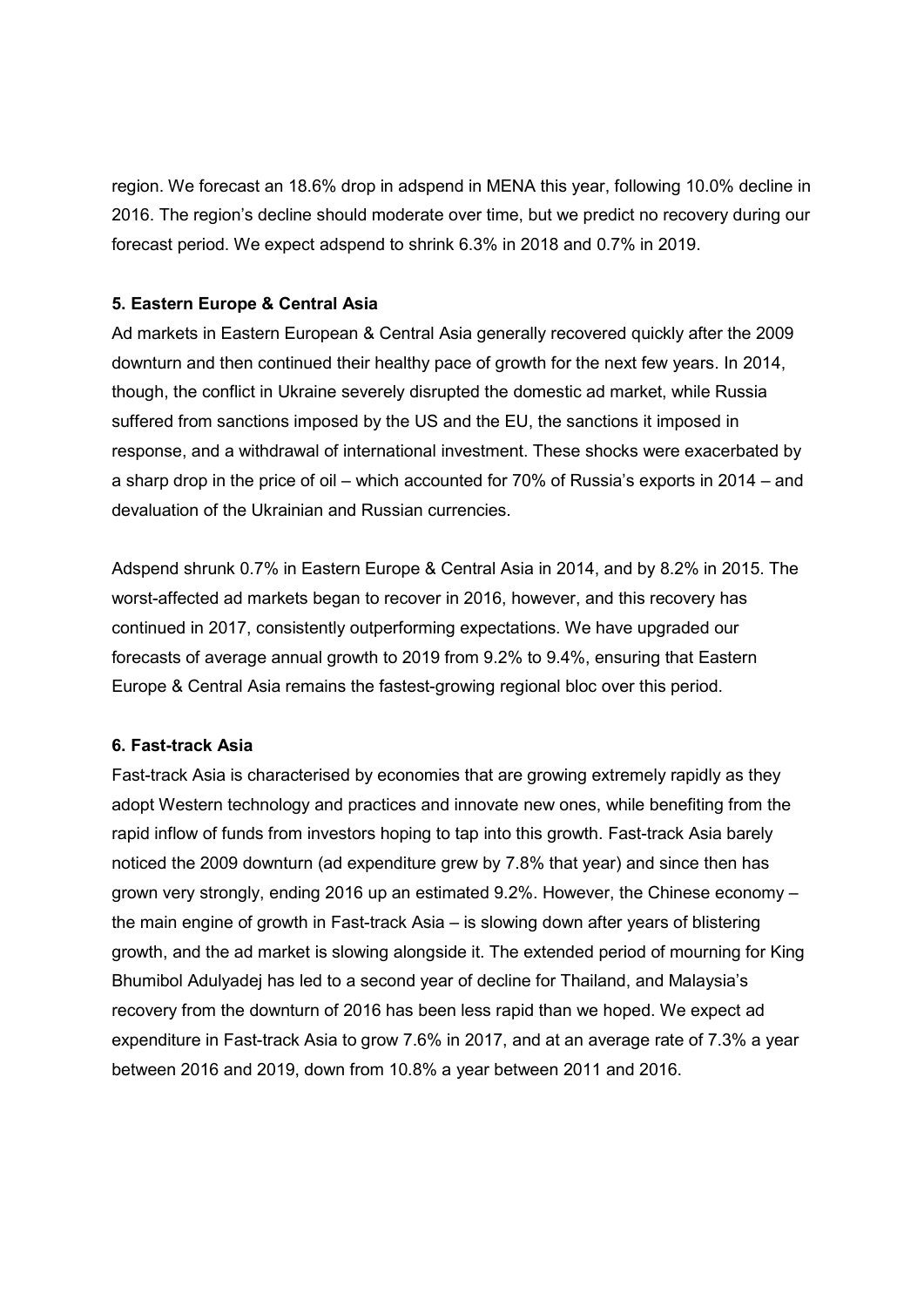region. We forecast an 18.6% drop in adspend in MENA this year, following 10.0% decline in 2016. The region's decline should moderate over time, but we predict no recovery during our forecast period. We expect adspend to shrink 6.3% in 2018 and 0.7% in 2019.

**5. Eastern Europe & Central Asia**

Ad markets in Eastern European & Central Asia generally recovered quickly after the 2009 downturn and then continued their healthy pace of growth for the next few years. In 2014, though, the conflict in Ukraine severely disrupted the domestic ad market, while Russia suffered from sanctions imposed by the US and the EU, the sanctions it imposed in response, and a withdrawal of international investment. These shocks were exacerbated by a sharp drop in the price of oil – which accounted for 70% of Russia's exports in 2014 – and devaluation of the Ukrainian and Russian currencies.

Adspend shrunk 0.7% in Eastern Europe & Central Asia in 2014, and by 8.2% in 2015. The worst-affected ad markets began to recover in 2016, however, and this recovery has continued in 2017, consistently outperforming expectations. We have upgraded our forecasts of average annual growth to 2019 from 9.2% to 9.4%, ensuring that Eastern Europe & Central Asia remains the fastest-growing regional bloc over this period.

**6. Fast-track Asia**

Fast-track Asia is characterised by economies that are growing extremely rapidly as they adopt Western technology and practices and innovate new ones, while benefiting from the rapid inflow of funds from investors hoping to tap into this growth. Fast-track Asia barely noticed the 2009 downturn (ad expenditure grew by 7.8% that year) and since then has grown very strongly, ending 2016 up an estimated 9.2%. However, the Chinese economy – the main engine of growth in Fast-track Asia – is slowing down after years of blistering growth, and the ad market is slowing alongside it. The extended period of mourning for King Bhumibol Adulyadej has led to a second year of decline for Thailand, and Malaysia's recovery from the downturn of 2016 has been less rapid than we hoped. We expect ad expenditure in Fast-track Asia to grow 7.6% in 2017, and at an average rate of 7.3% a year between 2016 and 2019, down from 10.8% a year between 2011 and 2016.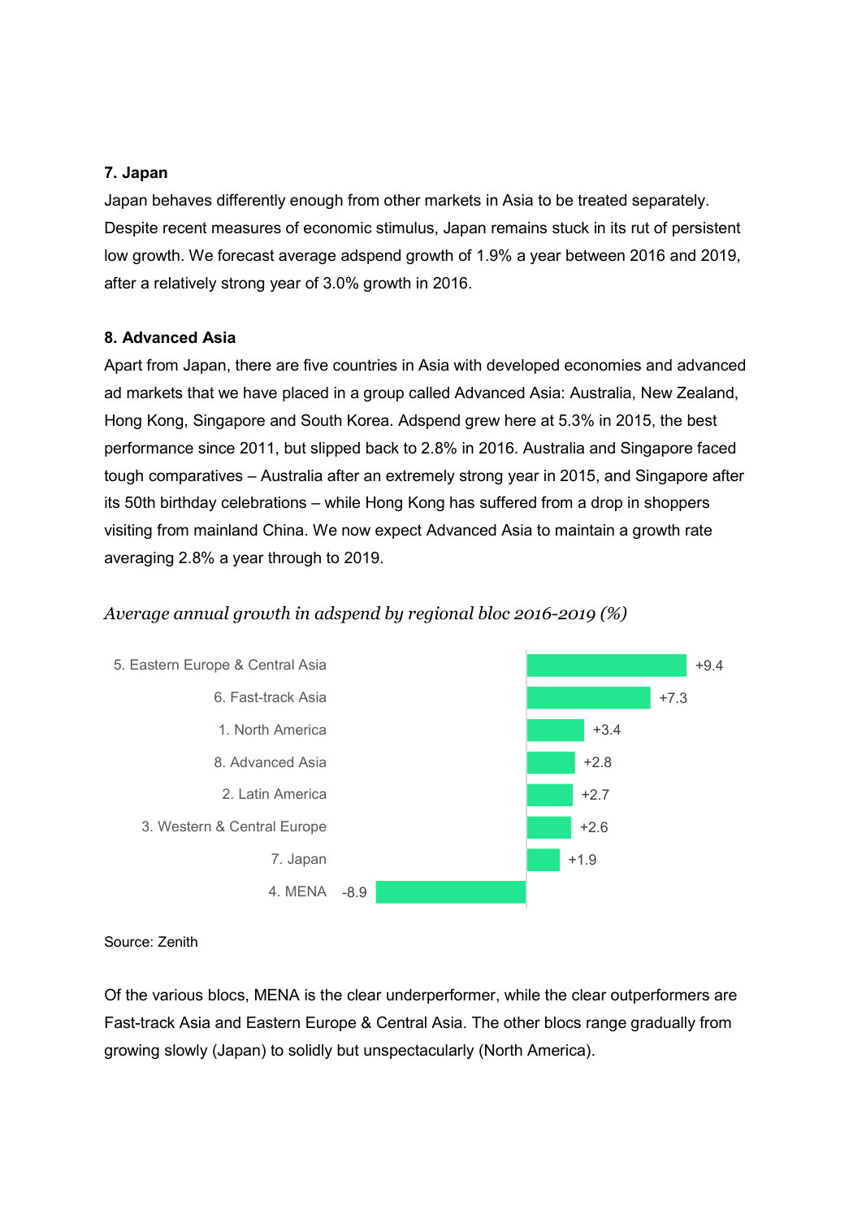**7. Japan**

Japan behaves differently enough from other markets in Asia to be treated separately. Despite recent measures of economic stimulus, Japan remains stuck in its rut of persistent low growth. We forecast average adspend growth of 1.9% a year between 2016 and 2019, after a relatively strong year of 3.0% growth in 2016.

**8. Advanced Asia**

Apart from Japan, there are five countries in Asia with developed economies and advanced ad markets that we have placed in a group called Advanced Asia: Australia, New Zealand, Hong Kong, Singapore and South Korea. Adspend grew here at 5.3% in 2015, the best performance since 2011, but slipped back to 2.8% in 2016. Australia and Singapore faced tough comparatives – Australia after an extremely strong year in 2015, and Singapore after its 50th birthday celebrations – while Hong Kong has suffered from a drop in shoppers visiting from mainland China. We now expect Advanced Asia to maintain a growth rate averaging 2.8% a year through to 2019.

*Average annual growth in adspend by regional bloc 2016-2019 (%)*

| Regional bloc | Growth (%) |
|---|---|
| 5. Eastern Europe & Central Asia | +9.4 |
| 6. Fast-track Asia | +7.3 |
| 1. North America | +3.4 |
| 8. Advanced Asia | +2.8 |
| 2. Latin America | +2.7 |
| 3. Western & Central Europe | +2.6 |
| 7. Japan | +1.9 |
| 4. MENA | -8.9 |

Source: Zenith

Of the various blocs, MENA is the clear underperformer, while the clear outperformers are Fast-track Asia and Eastern Europe & Central Asia. The other blocs range gradually from growing slowly (Japan) to solidly but unspectacularly (North America).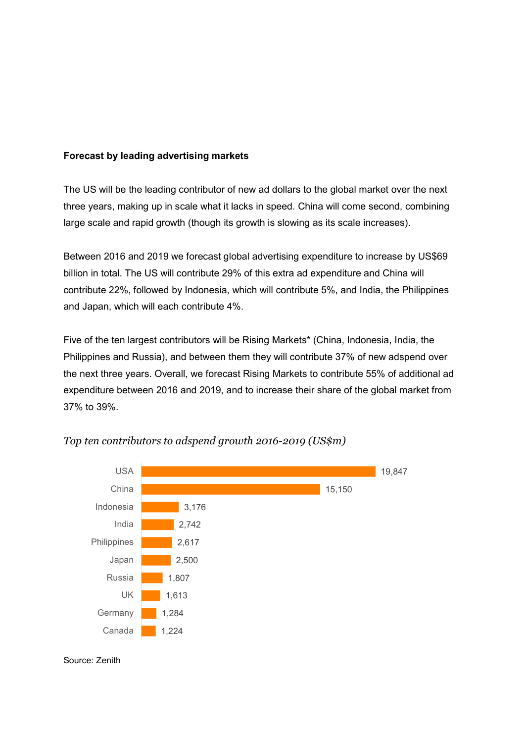**Forecast by leading advertising markets**

The US will be the leading contributor of new ad dollars to the global market over the next three years, making up in scale what it lacks in speed. China will come second, combining large scale and rapid growth (though its growth is slowing as its scale increases).

Between 2016 and 2019 we forecast global advertising expenditure to increase by US$69 billion in total. The US will contribute 29% of this extra ad expenditure and China will contribute 22%, followed by Indonesia, which will contribute 5%, and India, the Philippines and Japan, which will each contribute 4%.

Five of the ten largest contributors will be Rising Markets* (China, Indonesia, India, the Philippines and Russia), and between them they will contribute 37% of new adspend over the next three years. Overall, we forecast Rising Markets to contribute 55% of additional ad expenditure between 2016 and 2019, and to increase their share of the global market from 37% to 39%.

*Top ten contributors to adspend growth 2016-2019 (US$m)*

| Country | US$m |
|---|---|
| USA | 19,847 |
| China | 15,150 |
| Indonesia | 3,176 |
| India | 2,742 |
| Philippines | 2,617 |
| Japan | 2,500 |
| Russia | 1,807 |
| UK | 1,613 |
| Germany | 1,284 |
| Canada | 1,224 |

Source: Zenith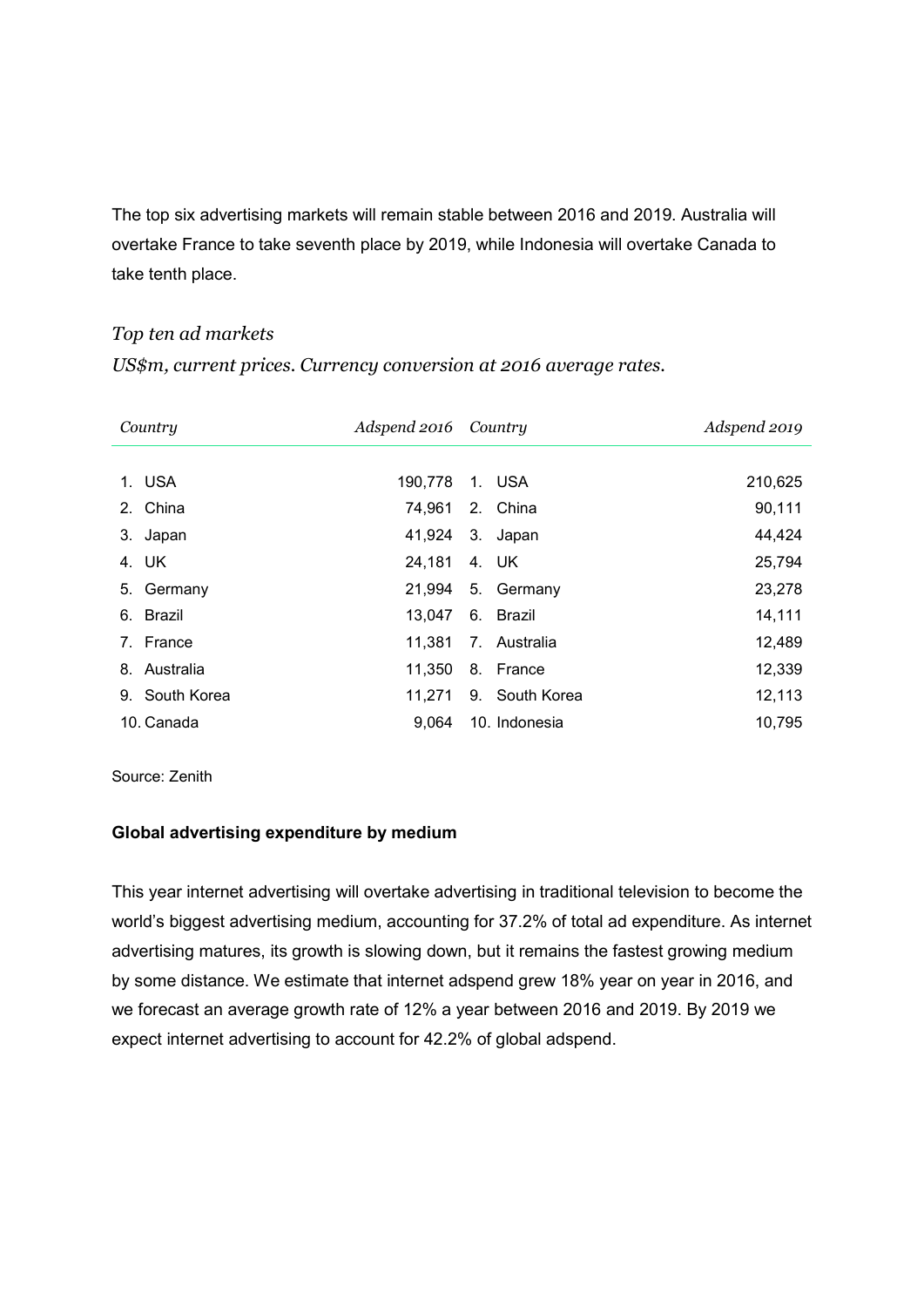The top six advertising markets will remain stable between 2016 and 2019. Australia will overtake France to take seventh place by 2019, while Indonesia will overtake Canada to take tenth place.

*Top ten ad markets*

*US$m, current prices. Currency conversion at 2016 average rates.*

| *Country* | *Adspend 2016* | *Country* | *Adspend 2019* |
|---|---|---|---|
| 1. USA | 190,778 | 1. USA | 210,625 |
| 2. China | 74,961 | 2. China | 90,111 |
| 3. Japan | 41,924 | 3. Japan | 44,424 |
| 4. UK | 24,181 | 4. UK | 25,794 |
| 5. Germany | 21,994 | 5. Germany | 23,278 |
| 6. Brazil | 13,047 | 6. Brazil | 14,111 |
| 7. France | 11,381 | 7. Australia | 12,489 |
| 8. Australia | 11,350 | 8. France | 12,339 |
| 9. South Korea | 11,271 | 9. South Korea | 12,113 |
| 10. Canada | 9,064 | 10. Indonesia | 10,795 |

Source: Zenith

**Global advertising expenditure by medium**

This year internet advertising will overtake advertising in traditional television to become the world's biggest advertising medium, accounting for 37.2% of total ad expenditure. As internet advertising matures, its growth is slowing down, but it remains the fastest growing medium by some distance. We estimate that internet adspend grew 18% year on year in 2016, and we forecast an average growth rate of 12% a year between 2016 and 2019. By 2019 we expect internet advertising to account for 42.2% of global adspend.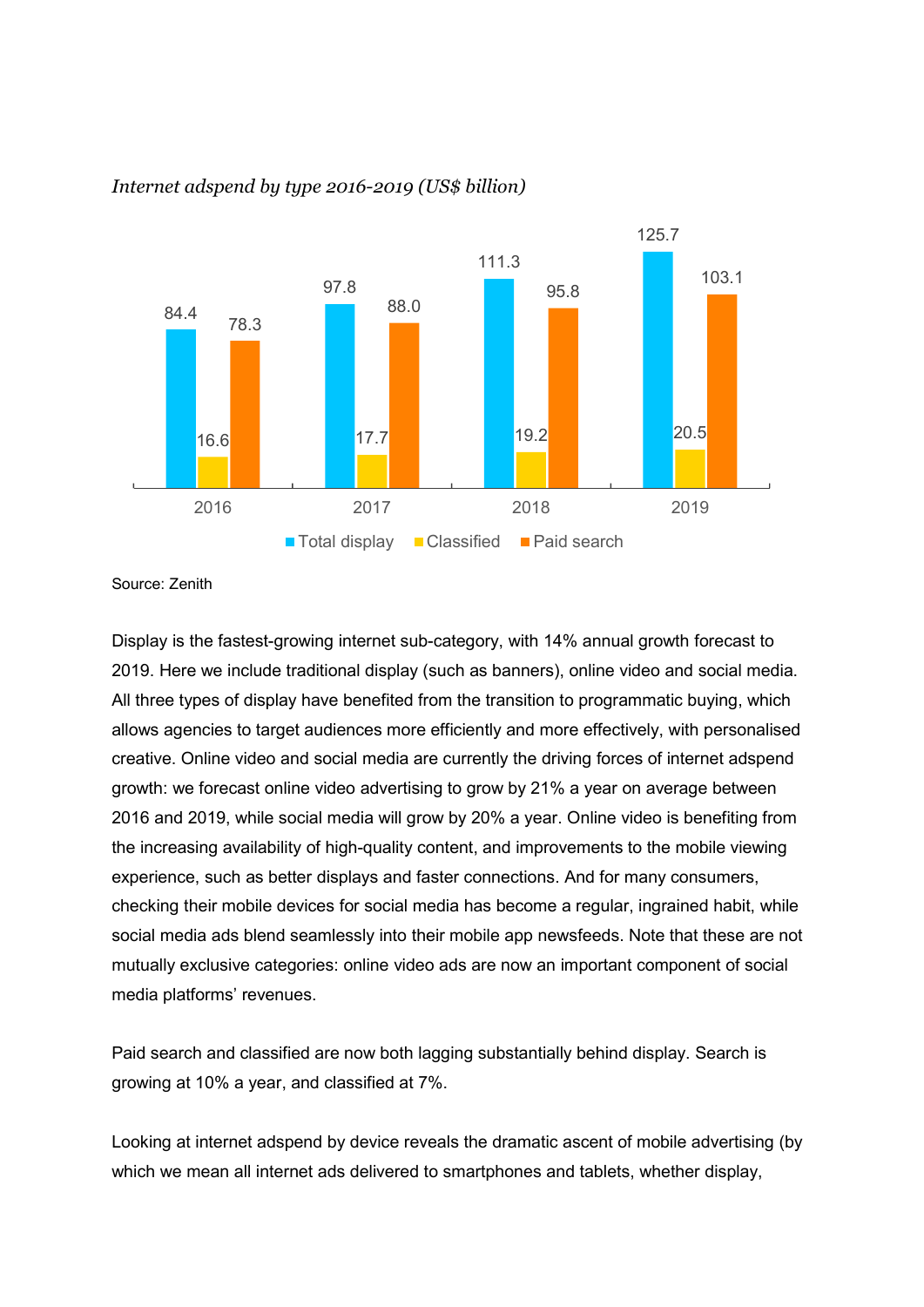*Internet adspend by type 2016-2019 (US$ billion)*

| | 2016 | 2017 | 2018 | 2019 |
|---|---|---|---|---|
| Total display | 84.4 | 97.8 | 111.3 | 125.7 |
| Classified | 16.6 | 17.7 | 19.2 | 20.5 |
| Paid search | 78.3 | 88.0 | 95.8 | 103.1 |

Source: Zenith

Display is the fastest-growing internet sub-category, with 14% annual growth forecast to 2019. Here we include traditional display (such as banners), online video and social media. All three types of display have benefited from the transition to programmatic buying, which allows agencies to target audiences more efficiently and more effectively, with personalised creative. Online video and social media are currently the driving forces of internet adspend growth: we forecast online video advertising to grow by 21% a year on average between 2016 and 2019, while social media will grow by 20% a year. Online video is benefiting from the increasing availability of high-quality content, and improvements to the mobile viewing experience, such as better displays and faster connections. And for many consumers, checking their mobile devices for social media has become a regular, ingrained habit, while social media ads blend seamlessly into their mobile app newsfeeds. Note that these are not mutually exclusive categories: online video ads are now an important component of social media platforms' revenues.

Paid search and classified are now both lagging substantially behind display. Search is growing at 10% a year, and classified at 7%.

Looking at internet adspend by device reveals the dramatic ascent of mobile advertising (by which we mean all internet ads delivered to smartphones and tablets, whether display,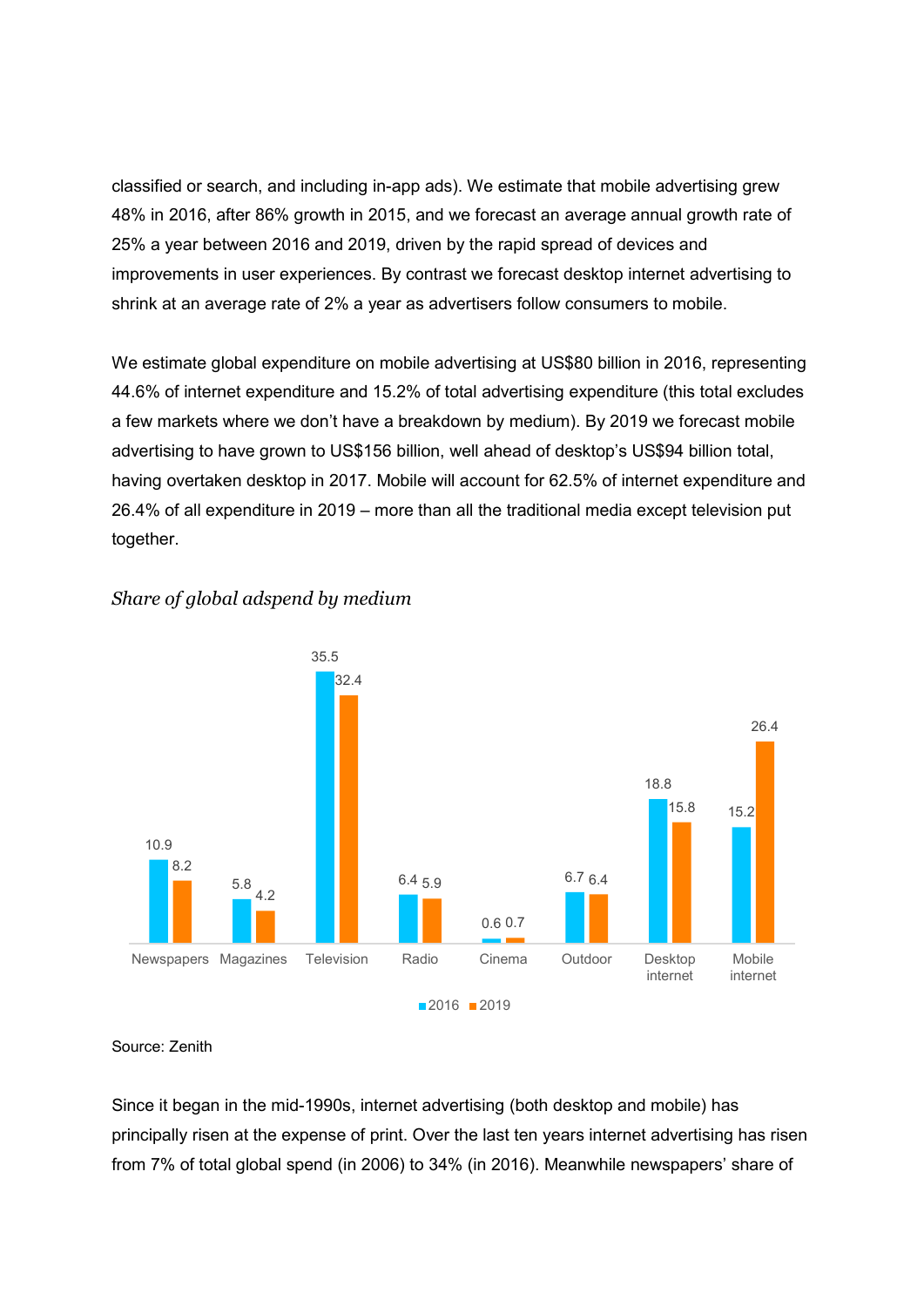classified or search, and including in-app ads). We estimate that mobile advertising grew 48% in 2016, after 86% growth in 2015, and we forecast an average annual growth rate of 25% a year between 2016 and 2019, driven by the rapid spread of devices and improvements in user experiences. By contrast we forecast desktop internet advertising to shrink at an average rate of 2% a year as advertisers follow consumers to mobile.

We estimate global expenditure on mobile advertising at US$80 billion in 2016, representing 44.6% of internet expenditure and 15.2% of total advertising expenditure (this total excludes a few markets where we don't have a breakdown by medium). By 2019 we forecast mobile advertising to have grown to US$156 billion, well ahead of desktop's US$94 billion total, having overtaken desktop in 2017. Mobile will account for 62.5% of internet expenditure and 26.4% of all expenditure in 2019 – more than all the traditional media except television put together.

*Share of global adspend by medium*

| Medium | 2016 | 2019 |
|---|---|---|
| Newspapers | 10.9 | 8.2 |
| Magazines | 5.8 | 4.2 |
| Television | 35.5 | 32.4 |
| Radio | 6.4 | 5.9 |
| Cinema | 0.6 | 0.7 |
| Outdoor | 6.7 | 6.4 |
| Desktop internet | 18.8 | 15.8 |
| Mobile internet | 15.2 | 26.4 |

Source: Zenith

Since it began in the mid-1990s, internet advertising (both desktop and mobile) has principally risen at the expense of print. Over the last ten years internet advertising has risen from 7% of total global spend (in 2006) to 34% (in 2016). Meanwhile newspapers' share of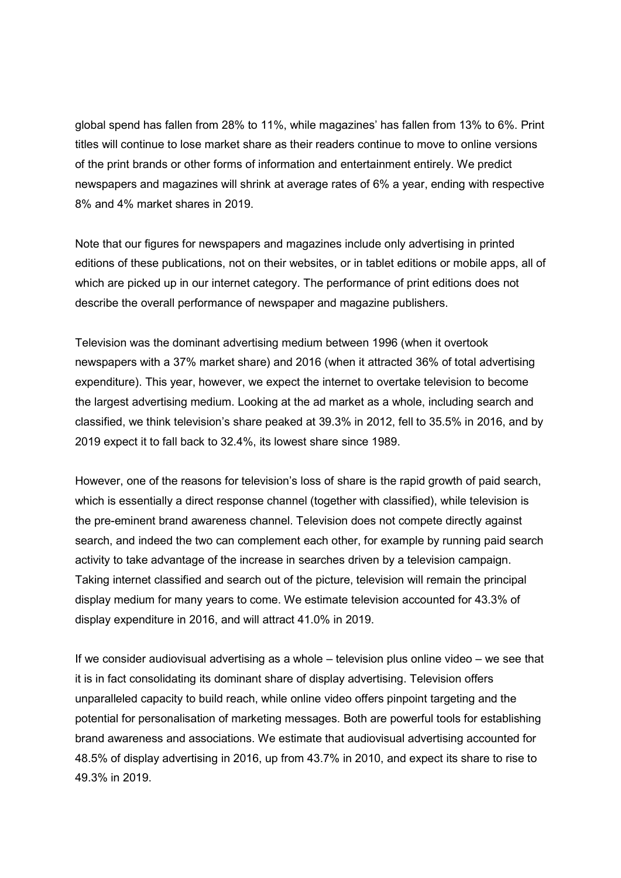global spend has fallen from 28% to 11%, while magazines' has fallen from 13% to 6%. Print titles will continue to lose market share as their readers continue to move to online versions of the print brands or other forms of information and entertainment entirely. We predict newspapers and magazines will shrink at average rates of 6% a year, ending with respective 8% and 4% market shares in 2019.

Note that our figures for newspapers and magazines include only advertising in printed editions of these publications, not on their websites, or in tablet editions or mobile apps, all of which are picked up in our internet category. The performance of print editions does not describe the overall performance of newspaper and magazine publishers.

Television was the dominant advertising medium between 1996 (when it overtook newspapers with a 37% market share) and 2016 (when it attracted 36% of total advertising expenditure). This year, however, we expect the internet to overtake television to become the largest advertising medium. Looking at the ad market as a whole, including search and classified, we think television's share peaked at 39.3% in 2012, fell to 35.5% in 2016, and by 2019 expect it to fall back to 32.4%, its lowest share since 1989.

However, one of the reasons for television's loss of share is the rapid growth of paid search, which is essentially a direct response channel (together with classified), while television is the pre-eminent brand awareness channel. Television does not compete directly against search, and indeed the two can complement each other, for example by running paid search activity to take advantage of the increase in searches driven by a television campaign. Taking internet classified and search out of the picture, television will remain the principal display medium for many years to come. We estimate television accounted for 43.3% of display expenditure in 2016, and will attract 41.0% in 2019.

If we consider audiovisual advertising as a whole – television plus online video – we see that it is in fact consolidating its dominant share of display advertising. Television offers unparalleled capacity to build reach, while online video offers pinpoint targeting and the potential for personalisation of marketing messages. Both are powerful tools for establishing brand awareness and associations. We estimate that audiovisual advertising accounted for 48.5% of display advertising in 2016, up from 43.7% in 2010, and expect its share to rise to 49.3% in 2019.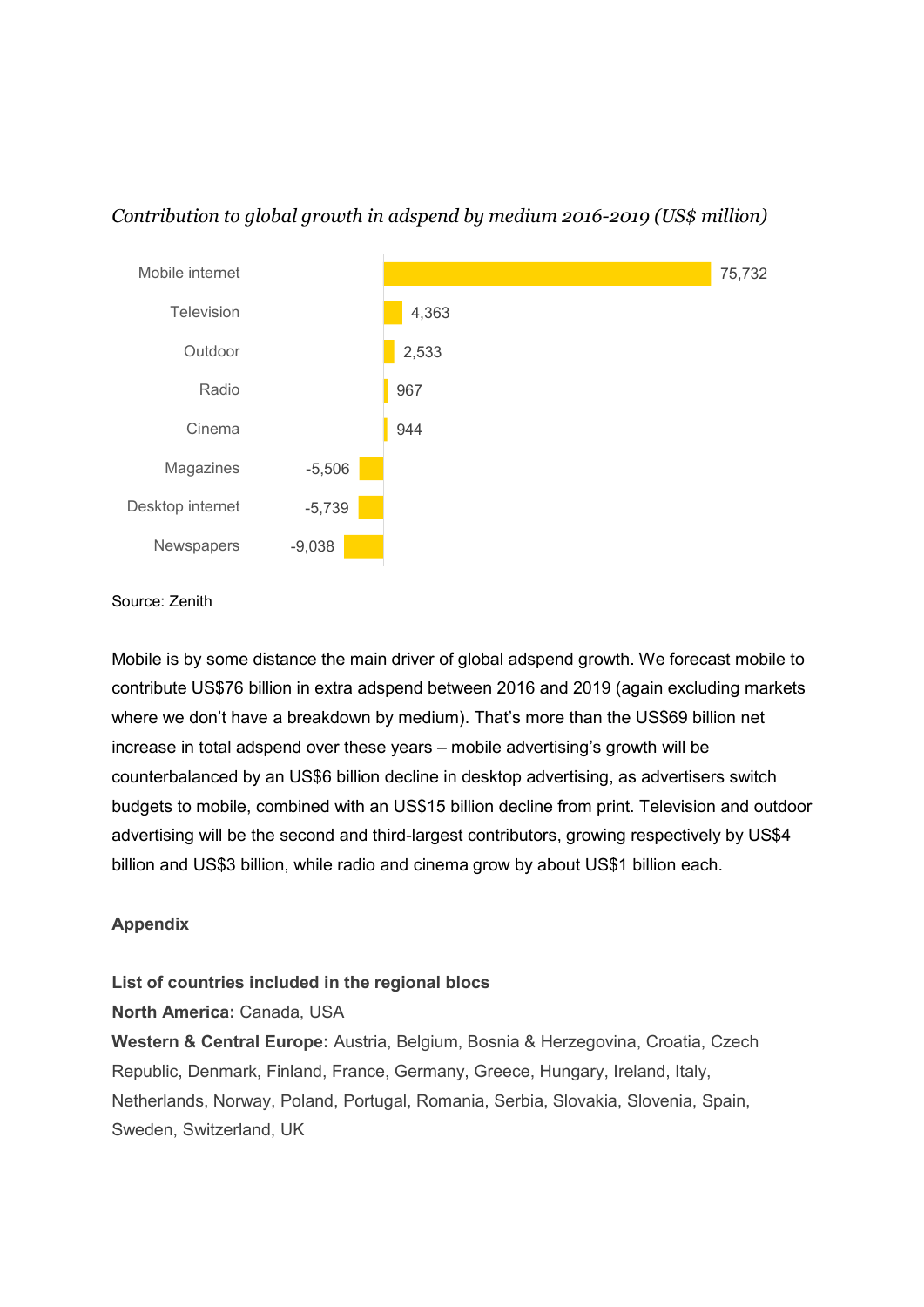*Contribution to global growth in adspend by medium 2016-2019 (US$ million)*

| Medium | US$ million |
|---|---|
| Mobile internet | 75,732 |
| Television | 4,363 |
| Outdoor | 2,533 |
| Radio | 967 |
| Cinema | 944 |
| Magazines | -5,506 |
| Desktop internet | -5,739 |
| Newspapers | -9,038 |

Source: Zenith

Mobile is by some distance the main driver of global adspend growth. We forecast mobile to contribute US$76 billion in extra adspend between 2016 and 2019 (again excluding markets where we don't have a breakdown by medium). That's more than the US$69 billion net increase in total adspend over these years – mobile advertising's growth will be counterbalanced by an US$6 billion decline in desktop advertising, as advertisers switch budgets to mobile, combined with an US$15 billion decline from print. Television and outdoor advertising will be the second and third-largest contributors, growing respectively by US$4 billion and US$3 billion, while radio and cinema grow by about US$1 billion each.

**Appendix**

**List of countries included in the regional blocs**

**North America:** Canada, USA

**Western & Central Europe:** Austria, Belgium, Bosnia & Herzegovina, Croatia, Czech Republic, Denmark, Finland, France, Germany, Greece, Hungary, Ireland, Italy, Netherlands, Norway, Poland, Portugal, Romania, Serbia, Slovakia, Slovenia, Spain, Sweden, Switzerland, UK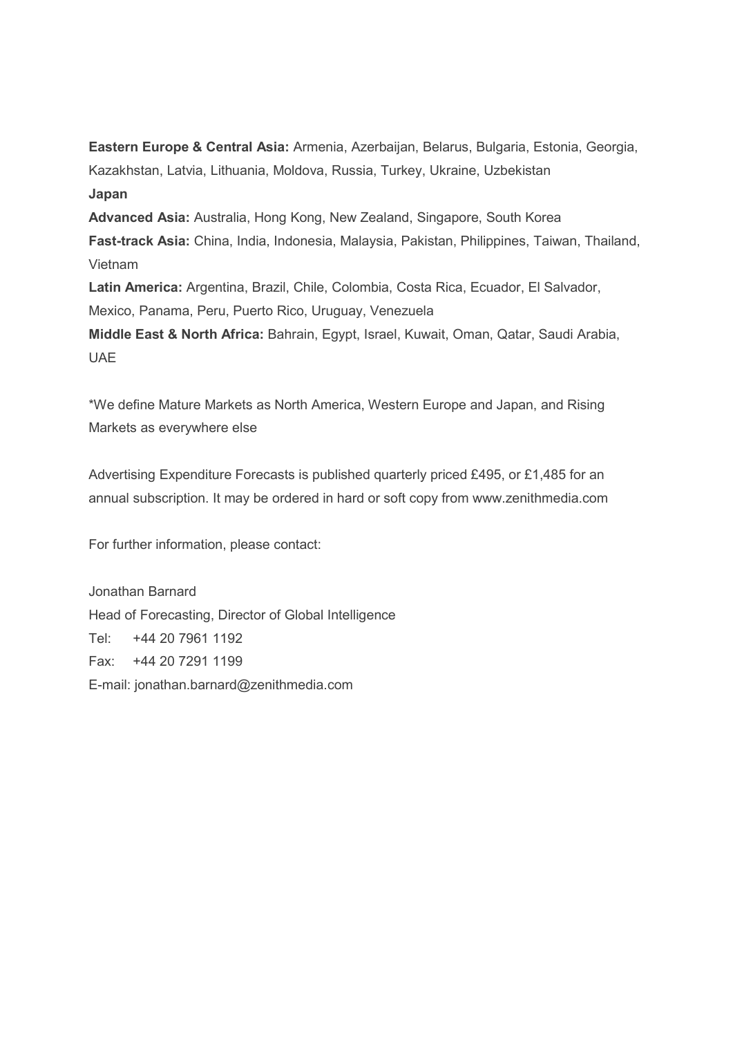**Eastern Europe & Central Asia:** Armenia, Azerbaijan, Belarus, Bulgaria, Estonia, Georgia, Kazakhstan, Latvia, Lithuania, Moldova, Russia, Turkey, Ukraine, Uzbekistan
**Japan**
**Advanced Asia:** Australia, Hong Kong, New Zealand, Singapore, South Korea
**Fast-track Asia:** China, India, Indonesia, Malaysia, Pakistan, Philippines, Taiwan, Thailand, Vietnam
**Latin America:** Argentina, Brazil, Chile, Colombia, Costa Rica, Ecuador, El Salvador, Mexico, Panama, Peru, Puerto Rico, Uruguay, Venezuela
**Middle East & North Africa:** Bahrain, Egypt, Israel, Kuwait, Oman, Qatar, Saudi Arabia, UAE

*We define Mature Markets as North America, Western Europe and Japan, and Rising Markets as everywhere else

Advertising Expenditure Forecasts is published quarterly priced £495, or £1,485 for an annual subscription. It may be ordered in hard or soft copy from www.zenithmedia.com

For further information, please contact:

Jonathan Barnard
Head of Forecasting, Director of Global Intelligence
Tel: +44 20 7961 1192
Fax: +44 20 7291 1199
E-mail: jonathan.barnard@zenithmedia.com